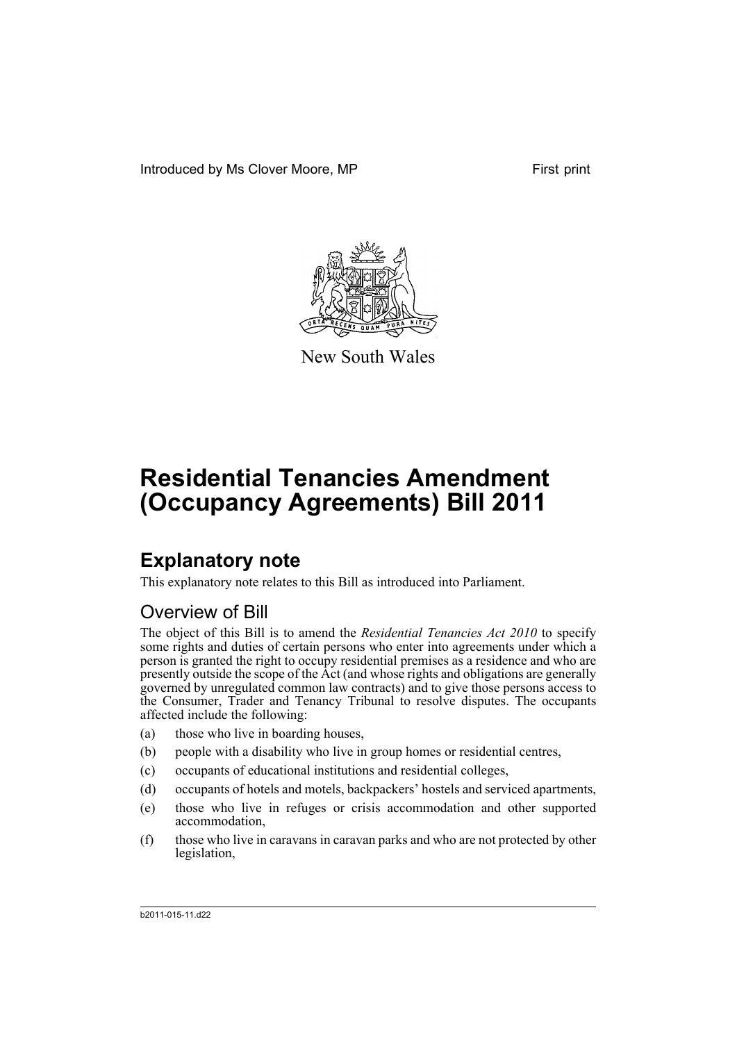Introduced by Ms Clover Moore, MP First print

New South Wales

# Residential Tenancies Amendment (Occupancy Agreements) Bill 2011

## Explanatory note

This explanatory note relates to this Bill as introduced into Parliament.

### Overview of Bill

The object of this Bill is to amend the *Residential Tenancies Act 2010* to specify some rights and duties of certain persons who enter into agreements under which a person is granted the right to occupy residential premises as a residence and who are presently outside the scope of the Act (and whose rights and obligations are generally governed by unregulated common law contracts) and to give those persons access to the Consumer, Trader and Tenancy Tribunal to resolve disputes. The occupants affected include the following:

(a) those who live in boarding houses,

(b) people with a disability who live in group homes or residential centres,

(c) occupants of educational institutions and residential colleges,

(d) occupants of hotels and motels, backpackers' hostels and serviced apartments,

(e) those who live in refuges or crisis accommodation and other supported accommodation,

(f) those who live in caravans in caravan parks and who are not protected by other legislation,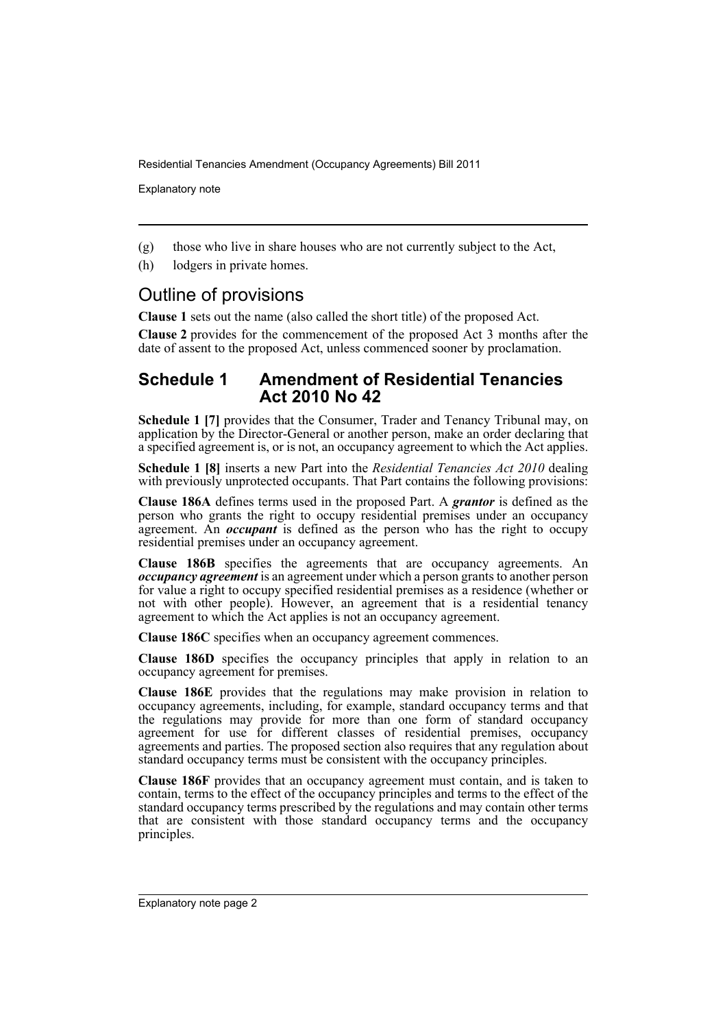(g) those who live in share houses who are not currently subject to the Act,

(h) lodgers in private homes.

## Outline of provisions

**Clause 1** sets out the name (also called the short title) of the proposed Act.

**Clause 2** provides for the commencement of the proposed Act 3 months after the date of assent to the proposed Act, unless commenced sooner by proclamation.

## Schedule 1 Amendment of Residential Tenancies Act 2010 No 42

**Schedule 1 [7]** provides that the Consumer, Trader and Tenancy Tribunal may, on application by the Director-General or another person, make an order declaring that a specified agreement is, or is not, an occupancy agreement to which the Act applies.

**Schedule 1 [8]** inserts a new Part into the *Residential Tenancies Act 2010* dealing with previously unprotected occupants. That Part contains the following provisions:

**Clause 186A** defines terms used in the proposed Part. A ***grantor*** is defined as the person who grants the right to occupy residential premises under an occupancy agreement. An ***occupant*** is defined as the person who has the right to occupy residential premises under an occupancy agreement.

**Clause 186B** specifies the agreements that are occupancy agreements. An ***occupancy agreement*** is an agreement under which a person grants to another person for value a right to occupy specified residential premises as a residence (whether or not with other people). However, an agreement that is a residential tenancy agreement to which the Act applies is not an occupancy agreement.

**Clause 186C** specifies when an occupancy agreement commences.

**Clause 186D** specifies the occupancy principles that apply in relation to an occupancy agreement for premises.

**Clause 186E** provides that the regulations may make provision in relation to occupancy agreements, including, for example, standard occupancy terms and that the regulations may provide for more than one form of standard occupancy agreement for use for different classes of residential premises, occupancy agreements and parties. The proposed section also requires that any regulation about standard occupancy terms must be consistent with the occupancy principles.

**Clause 186F** provides that an occupancy agreement must contain, and is taken to contain, terms to the effect of the occupancy principles and terms to the effect of the standard occupancy terms prescribed by the regulations and may contain other terms that are consistent with those standard occupancy terms and the occupancy principles.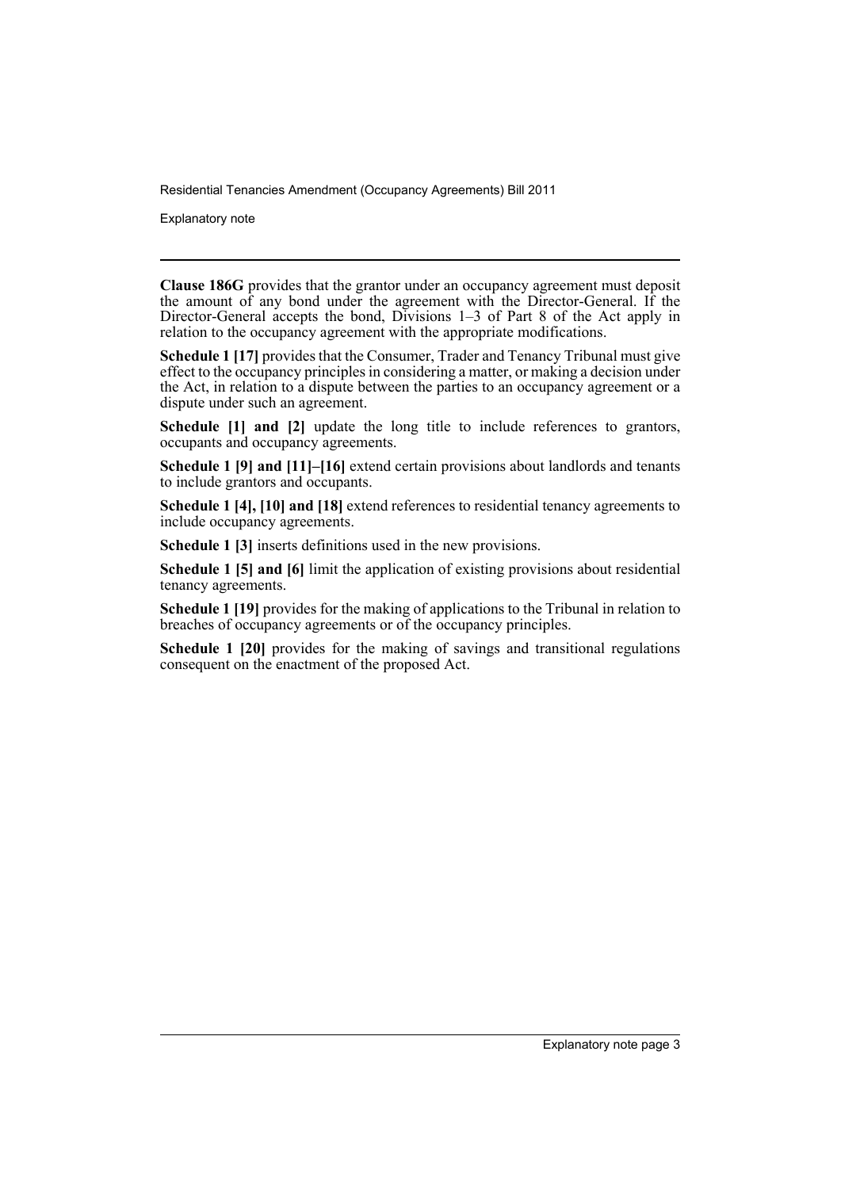**Clause 186G** provides that the grantor under an occupancy agreement must deposit the amount of any bond under the agreement with the Director-General. If the Director-General accepts the bond, Divisions 1–3 of Part 8 of the Act apply in relation to the occupancy agreement with the appropriate modifications.

**Schedule 1 [17]** provides that the Consumer, Trader and Tenancy Tribunal must give effect to the occupancy principles in considering a matter, or making a decision under the Act, in relation to a dispute between the parties to an occupancy agreement or a dispute under such an agreement.

**Schedule [1] and [2]** update the long title to include references to grantors, occupants and occupancy agreements.

**Schedule 1 [9] and [11]–[16]** extend certain provisions about landlords and tenants to include grantors and occupants.

**Schedule 1 [4], [10] and [18]** extend references to residential tenancy agreements to include occupancy agreements.

**Schedule 1 [3]** inserts definitions used in the new provisions.

**Schedule 1 [5] and [6]** limit the application of existing provisions about residential tenancy agreements.

**Schedule 1 [19]** provides for the making of applications to the Tribunal in relation to breaches of occupancy agreements or of the occupancy principles.

**Schedule 1 [20]** provides for the making of savings and transitional regulations consequent on the enactment of the proposed Act.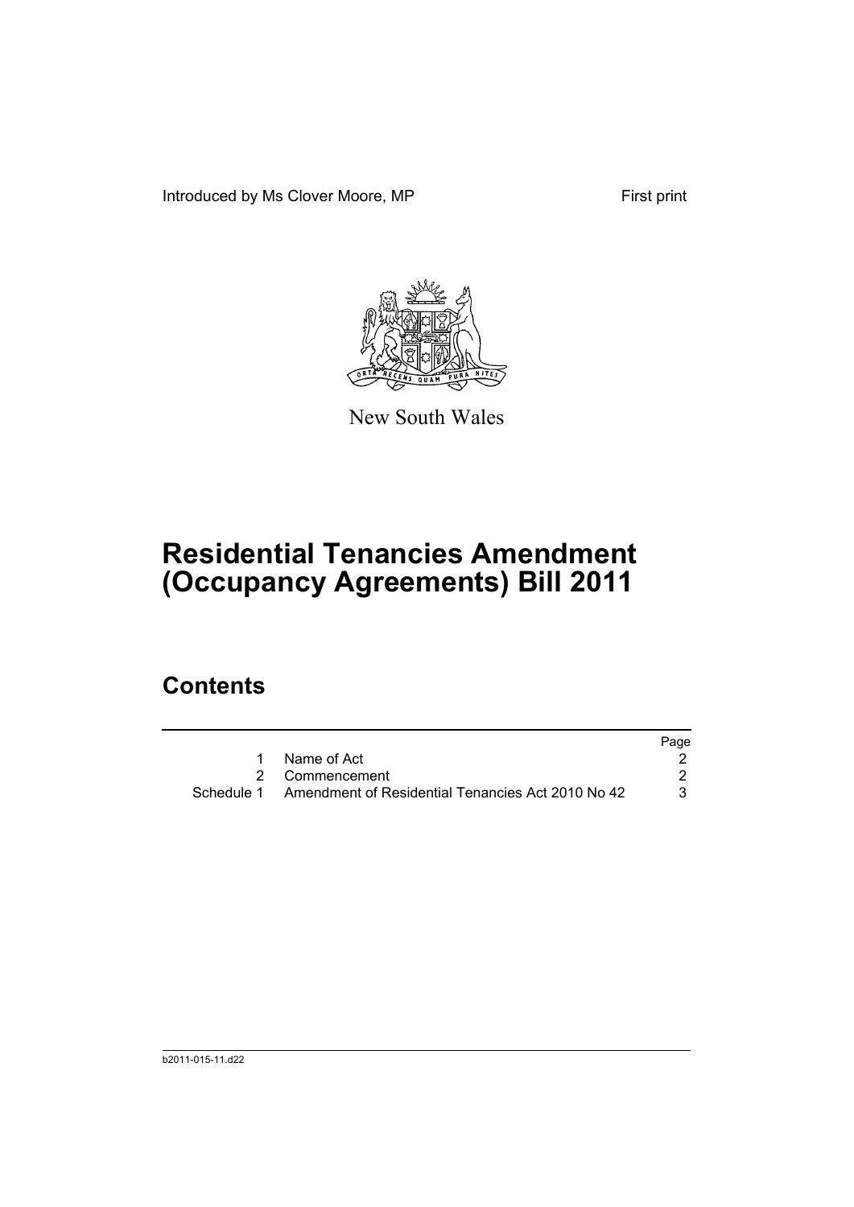Introduced by Ms Clover Moore, MP

First print

New South Wales

# Residential Tenancies Amendment (Occupancy Agreements) Bill 2011

## Contents

| | | Page |
|---|---|---|
| 1 | Name of Act | 2 |
| 2 | Commencement | 2 |
| Schedule 1 | Amendment of Residential Tenancies Act 2010 No 42 | 3 |

b2011-015-11.d22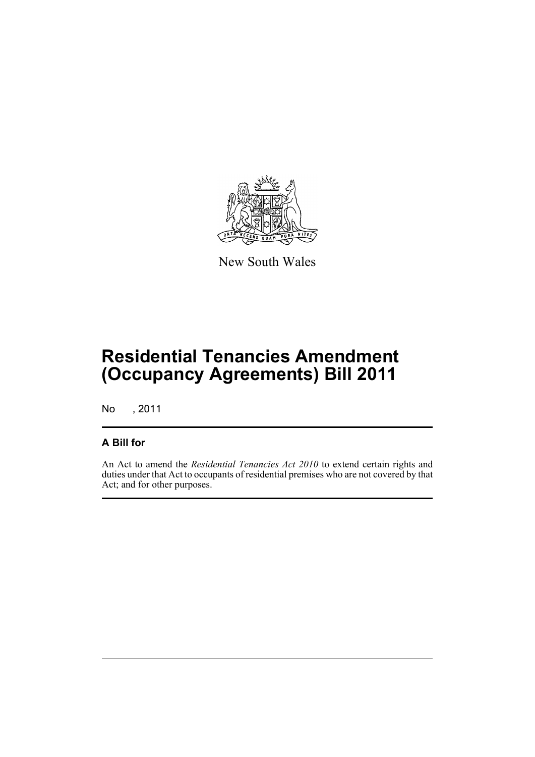New South Wales

# Residential Tenancies Amendment (Occupancy Agreements) Bill 2011

No , 2011

## A Bill for

An Act to amend the *Residential Tenancies Act 2010* to extend certain rights and duties under that Act to occupants of residential premises who are not covered by that Act; and for other purposes.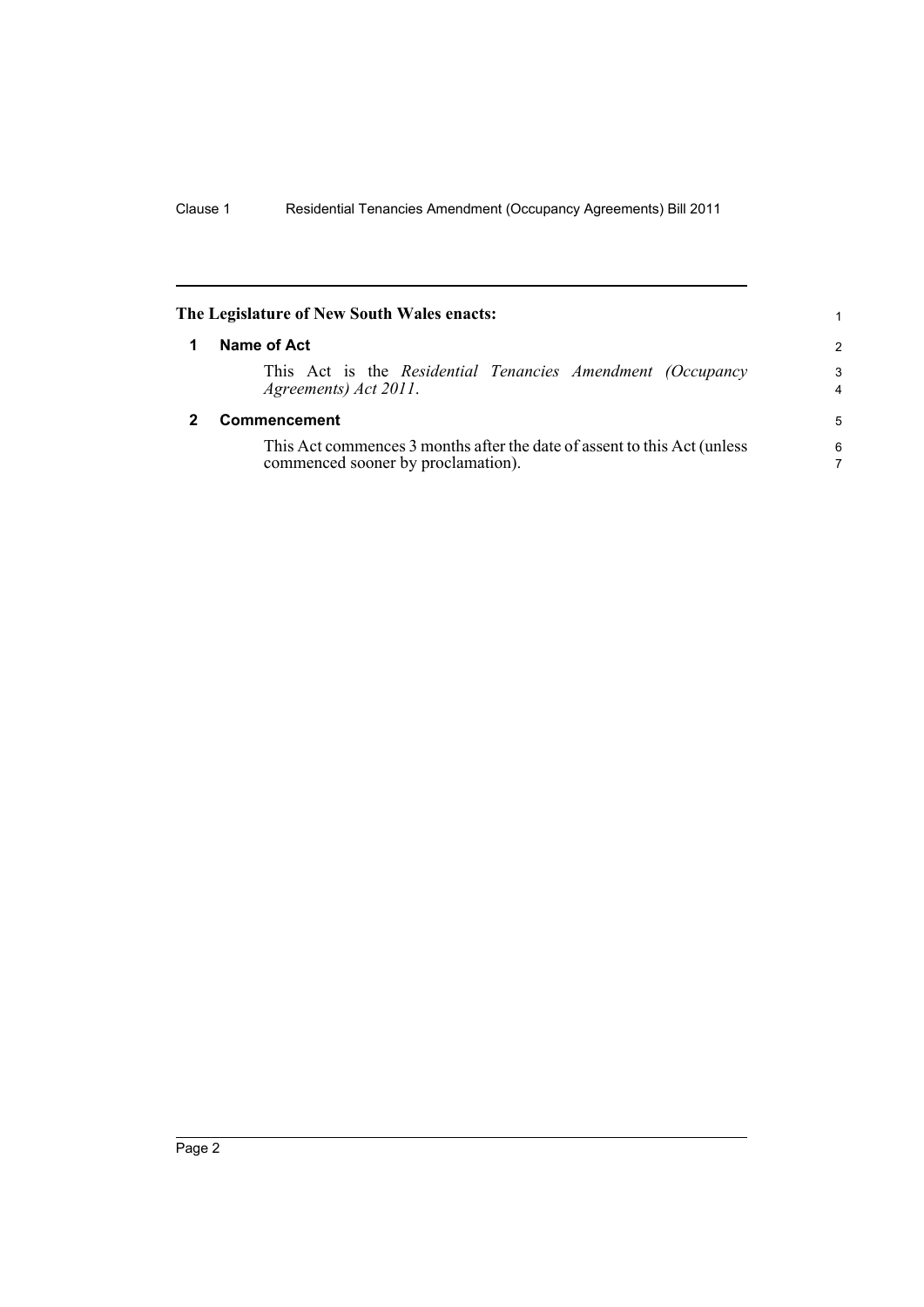**The Legislature of New South Wales enacts:**

## 1 Name of Act

This Act is the *Residential Tenancies Amendment (Occupancy Agreements) Act 2011*.

## 2 Commencement

This Act commences 3 months after the date of assent to this Act (unless commenced sooner by proclamation).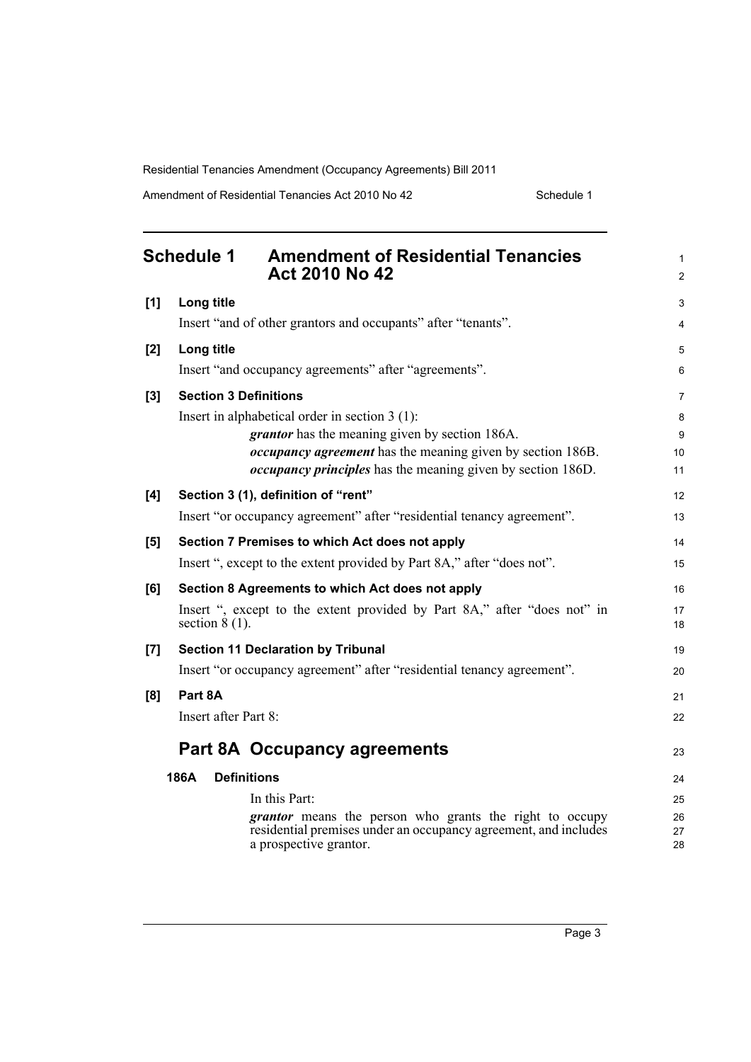## Schedule 1 Amendment of Residential Tenancies Act 2010 No 42

**[1] Long title**

Insert "and of other grantors and occupants" after "tenants".

**[2] Long title**

Insert "and occupancy agreements" after "agreements".

**[3] Section 3 Definitions**

Insert in alphabetical order in section 3 (1):

> ***grantor*** has the meaning given by section 186A.
>
> ***occupancy agreement*** has the meaning given by section 186B.
>
> ***occupancy principles*** has the meaning given by section 186D.

**[4] Section 3 (1), definition of "rent"**

Insert "or occupancy agreement" after "residential tenancy agreement".

**[5] Section 7 Premises to which Act does not apply**

Insert ", except to the extent provided by Part 8A," after "does not".

**[6] Section 8 Agreements to which Act does not apply**

Insert ", except to the extent provided by Part 8A," after "does not" in section 8 (1).

**[7] Section 11 Declaration by Tribunal**

Insert "or occupancy agreement" after "residential tenancy agreement".

**[8] Part 8A**

Insert after Part 8:

## Part 8A Occupancy agreements

**186A Definitions**

In this Part:

***grantor*** means the person who grants the right to occupy residential premises under an occupancy agreement, and includes a prospective grantor.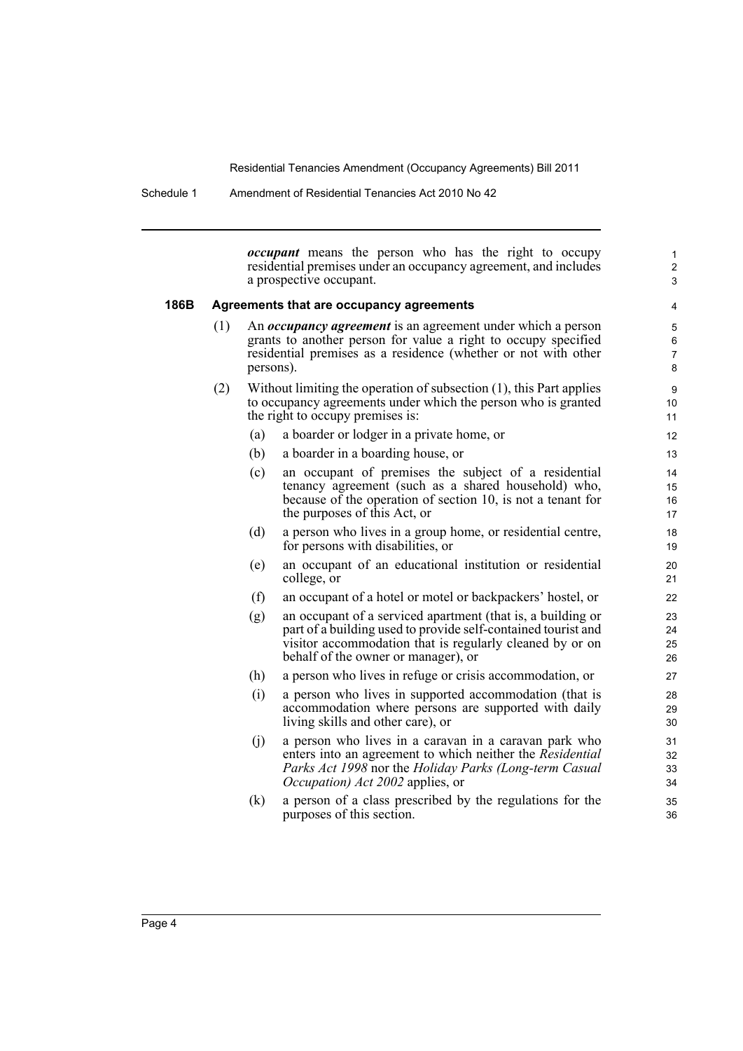***occupant*** means the person who has the right to occupy residential premises under an occupancy agreement, and includes a prospective occupant.

### 186B Agreements that are occupancy agreements

(1) An ***occupancy agreement*** is an agreement under which a person grants to another person for value a right to occupy specified residential premises as a residence (whether or not with other persons).

(2) Without limiting the operation of subsection (1), this Part applies to occupancy agreements under which the person who is granted the right to occupy premises is:

(a) a boarder or lodger in a private home, or

(b) a boarder in a boarding house, or

(c) an occupant of premises the subject of a residential tenancy agreement (such as a shared household) who, because of the operation of section 10, is not a tenant for the purposes of this Act, or

(d) a person who lives in a group home, or residential centre, for persons with disabilities, or

(e) an occupant of an educational institution or residential college, or

(f) an occupant of a hotel or motel or backpackers' hostel, or

(g) an occupant of a serviced apartment (that is, a building or part of a building used to provide self-contained tourist and visitor accommodation that is regularly cleaned by or on behalf of the owner or manager), or

(h) a person who lives in refuge or crisis accommodation, or

(i) a person who lives in supported accommodation (that is accommodation where persons are supported with daily living skills and other care), or

(j) a person who lives in a caravan in a caravan park who enters into an agreement to which neither the *Residential Parks Act 1998* nor the *Holiday Parks (Long-term Casual Occupation) Act 2002* applies, or

(k) a person of a class prescribed by the regulations for the purposes of this section.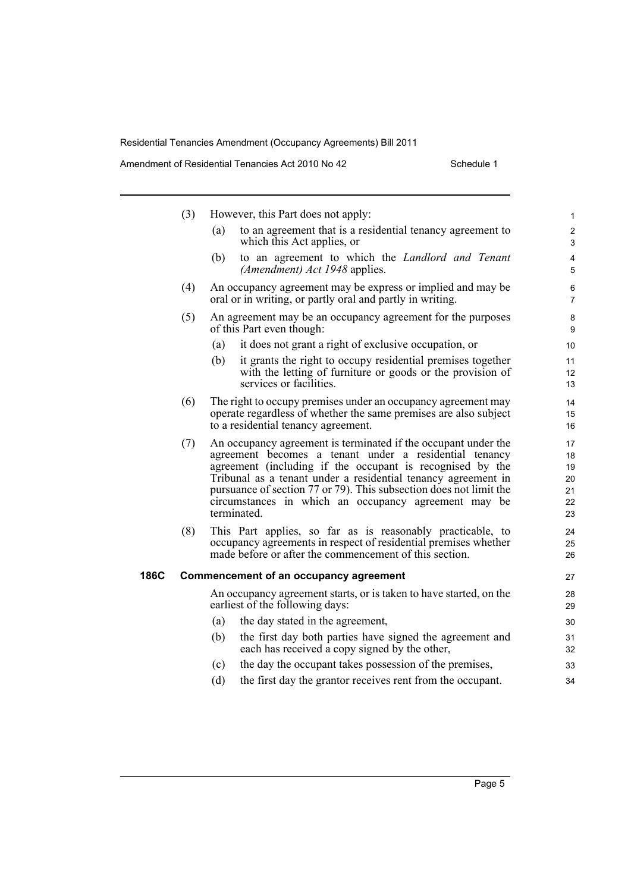(3) However, this Part does not apply:

(a) to an agreement that is a residential tenancy agreement to which this Act applies, or

(b) to an agreement to which the *Landlord and Tenant (Amendment) Act 1948* applies.

(4) An occupancy agreement may be express or implied and may be oral or in writing, or partly oral and partly in writing.

(5) An agreement may be an occupancy agreement for the purposes of this Part even though:

(a) it does not grant a right of exclusive occupation, or

(b) it grants the right to occupy residential premises together with the letting of furniture or goods or the provision of services or facilities.

(6) The right to occupy premises under an occupancy agreement may operate regardless of whether the same premises are also subject to a residential tenancy agreement.

(7) An occupancy agreement is terminated if the occupant under the agreement becomes a tenant under a residential tenancy agreement (including if the occupant is recognised by the Tribunal as a tenant under a residential tenancy agreement in pursuance of section 77 or 79). This subsection does not limit the circumstances in which an occupancy agreement may be terminated.

(8) This Part applies, so far as is reasonably practicable, to occupancy agreements in respect of residential premises whether made before or after the commencement of this section.

**186C Commencement of an occupancy agreement**

An occupancy agreement starts, or is taken to have started, on the earliest of the following days:

(a) the day stated in the agreement,

(b) the first day both parties have signed the agreement and each has received a copy signed by the other,

(c) the day the occupant takes possession of the premises,

(d) the first day the grantor receives rent from the occupant.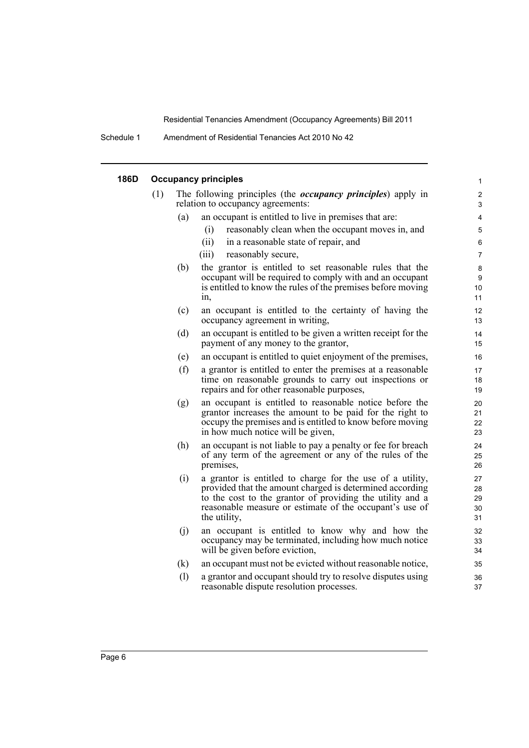#### 186D Occupancy principles

(1) The following principles (the ***occupancy principles***) apply in relation to occupancy agreements:

(a) an occupant is entitled to live in premises that are:

(i) reasonably clean when the occupant moves in, and

(ii) in a reasonable state of repair, and

(iii) reasonably secure,

(b) the grantor is entitled to set reasonable rules that the occupant will be required to comply with and an occupant is entitled to know the rules of the premises before moving in,

(c) an occupant is entitled to the certainty of having the occupancy agreement in writing,

(d) an occupant is entitled to be given a written receipt for the payment of any money to the grantor,

(e) an occupant is entitled to quiet enjoyment of the premises,

(f) a grantor is entitled to enter the premises at a reasonable time on reasonable grounds to carry out inspections or repairs and for other reasonable purposes,

(g) an occupant is entitled to reasonable notice before the grantor increases the amount to be paid for the right to occupy the premises and is entitled to know before moving in how much notice will be given,

(h) an occupant is not liable to pay a penalty or fee for breach of any term of the agreement or any of the rules of the premises,

(i) a grantor is entitled to charge for the use of a utility, provided that the amount charged is determined according to the cost to the grantor of providing the utility and a reasonable measure or estimate of the occupant's use of the utility,

(j) an occupant is entitled to know why and how the occupancy may be terminated, including how much notice will be given before eviction,

(k) an occupant must not be evicted without reasonable notice,

(l) a grantor and occupant should try to resolve disputes using reasonable dispute resolution processes.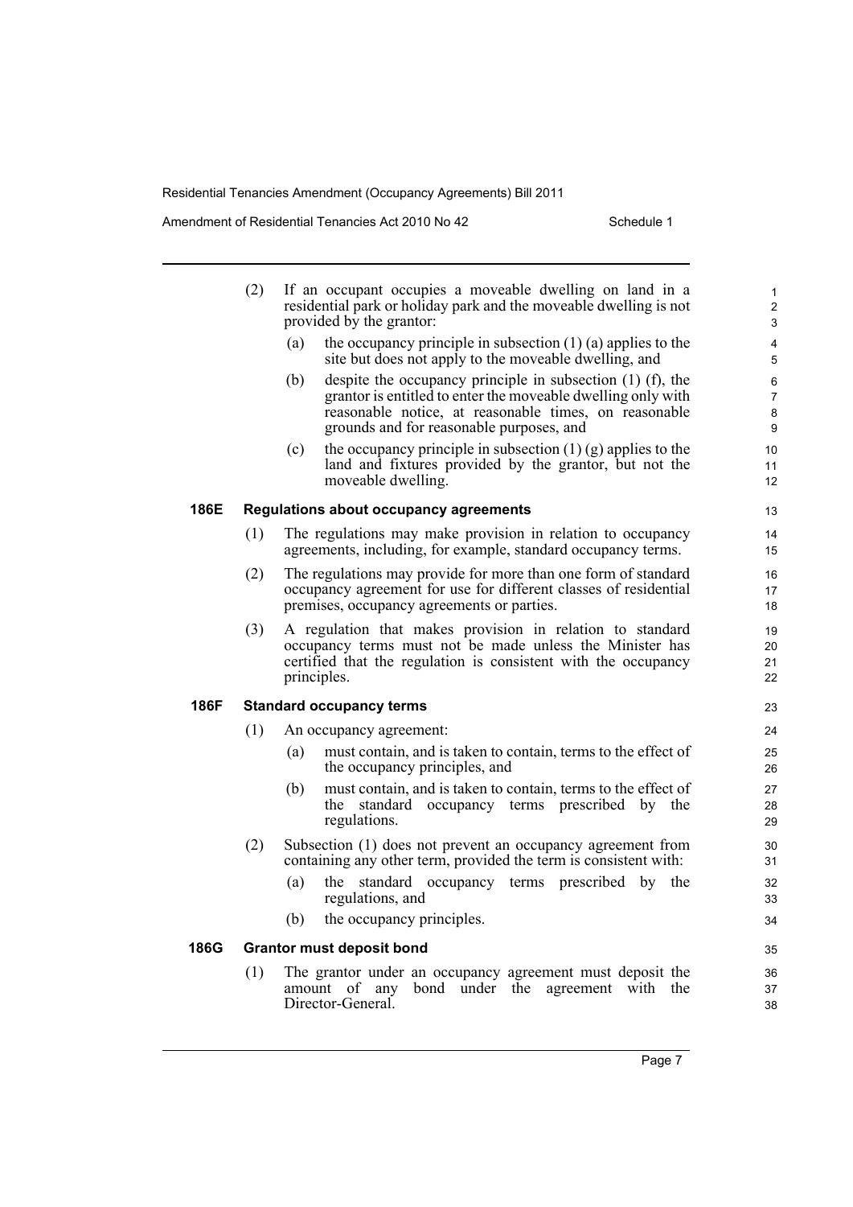(2) If an occupant occupies a moveable dwelling on land in a residential park or holiday park and the moveable dwelling is not provided by the grantor:

(a) the occupancy principle in subsection (1) (a) applies to the site but does not apply to the moveable dwelling, and

(b) despite the occupancy principle in subsection (1) (f), the grantor is entitled to enter the moveable dwelling only with reasonable notice, at reasonable times, on reasonable grounds and for reasonable purposes, and

(c) the occupancy principle in subsection (1) (g) applies to the land and fixtures provided by the grantor, but not the moveable dwelling.

### 186E Regulations about occupancy agreements

(1) The regulations may make provision in relation to occupancy agreements, including, for example, standard occupancy terms.

(2) The regulations may provide for more than one form of standard occupancy agreement for use for different classes of residential premises, occupancy agreements or parties.

(3) A regulation that makes provision in relation to standard occupancy terms must not be made unless the Minister has certified that the regulation is consistent with the occupancy principles.

### 186F Standard occupancy terms

(1) An occupancy agreement:

(a) must contain, and is taken to contain, terms to the effect of the occupancy principles, and

(b) must contain, and is taken to contain, terms to the effect of the standard occupancy terms prescribed by the regulations.

(2) Subsection (1) does not prevent an occupancy agreement from containing any other term, provided the term is consistent with:

(a) the standard occupancy terms prescribed by the regulations, and

(b) the occupancy principles.

### 186G Grantor must deposit bond

(1) The grantor under an occupancy agreement must deposit the amount of any bond under the agreement with the Director-General.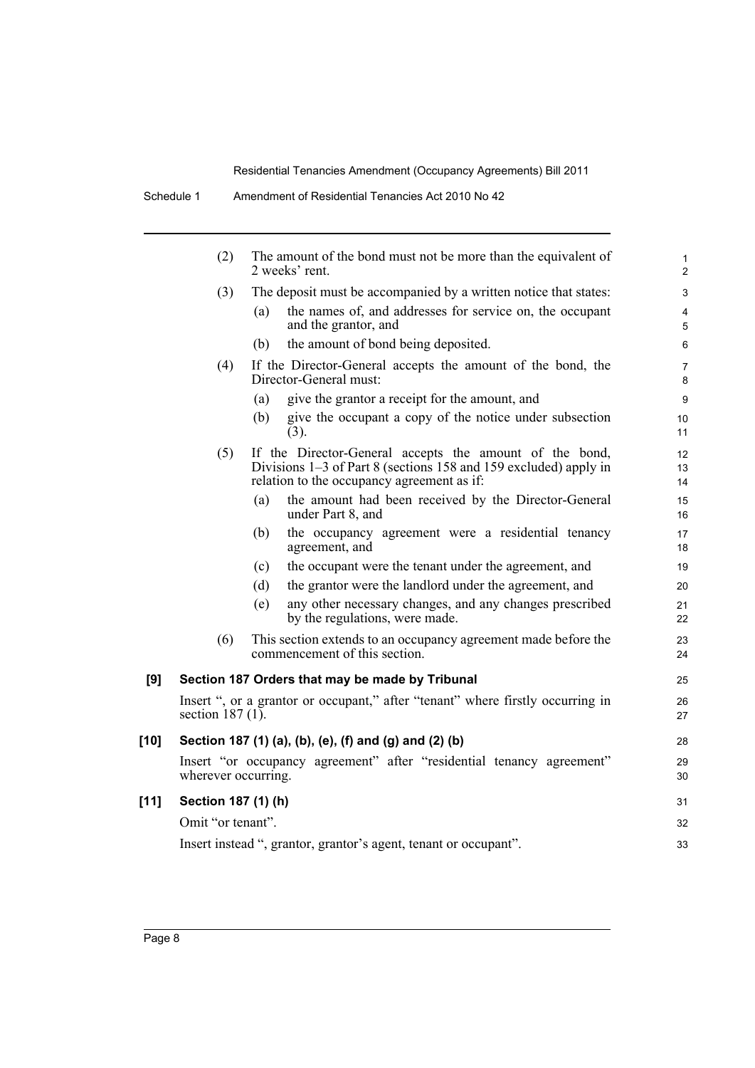(2) The amount of the bond must not be more than the equivalent of 2 weeks' rent.

(3) The deposit must be accompanied by a written notice that states:

- (a) the names of, and addresses for service on, the occupant and the grantor, and
- (b) the amount of bond being deposited.

(4) If the Director-General accepts the amount of the bond, the Director-General must:

- (a) give the grantor a receipt for the amount, and
- (b) give the occupant a copy of the notice under subsection (3).

(5) If the Director-General accepts the amount of the bond, Divisions 1–3 of Part 8 (sections 158 and 159 excluded) apply in relation to the occupancy agreement as if:

- (a) the amount had been received by the Director-General under Part 8, and
- (b) the occupancy agreement were a residential tenancy agreement, and
- (c) the occupant were the tenant under the agreement, and
- (d) the grantor were the landlord under the agreement, and
- (e) any other necessary changes, and any changes prescribed by the regulations, were made.

(6) This section extends to an occupancy agreement made before the commencement of this section.

### [9] Section 187 Orders that may be made by Tribunal

Insert ", or a grantor or occupant," after "tenant" where firstly occurring in section 187 (1).

### [10] Section 187 (1) (a), (b), (e), (f) and (g) and (2) (b)

Insert "or occupancy agreement" after "residential tenancy agreement" wherever occurring.

### [11] Section 187 (1) (h)

Omit "or tenant".

Insert instead ", grantor, grantor's agent, tenant or occupant".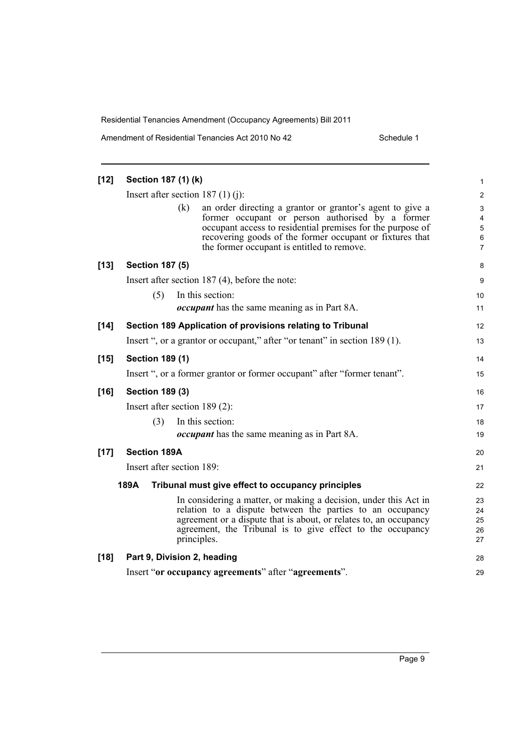**[12] Section 187 (1) (k)**

Insert after section 187 (1) (j):

(k) an order directing a grantor or grantor's agent to give a former occupant or person authorised by a former occupant access to residential premises for the purpose of recovering goods of the former occupant or fixtures that the former occupant is entitled to remove.

**[13] Section 187 (5)**

Insert after section 187 (4), before the note:

(5) In this section:

***occupant*** has the same meaning as in Part 8A.

**[14] Section 189 Application of provisions relating to Tribunal**

Insert ", or a grantor or occupant," after "or tenant" in section 189 (1).

**[15] Section 189 (1)**

Insert ", or a former grantor or former occupant" after "former tenant".

**[16] Section 189 (3)**

Insert after section 189 (2):

(3) In this section:

***occupant*** has the same meaning as in Part 8A.

**[17] Section 189A**

Insert after section 189:

**189A Tribunal must give effect to occupancy principles**

In considering a matter, or making a decision, under this Act in relation to a dispute between the parties to an occupancy agreement or a dispute that is about, or relates to, an occupancy agreement, the Tribunal is to give effect to the occupancy principles.

**[18] Part 9, Division 2, heading**

Insert "**or occupancy agreements**" after "**agreements**".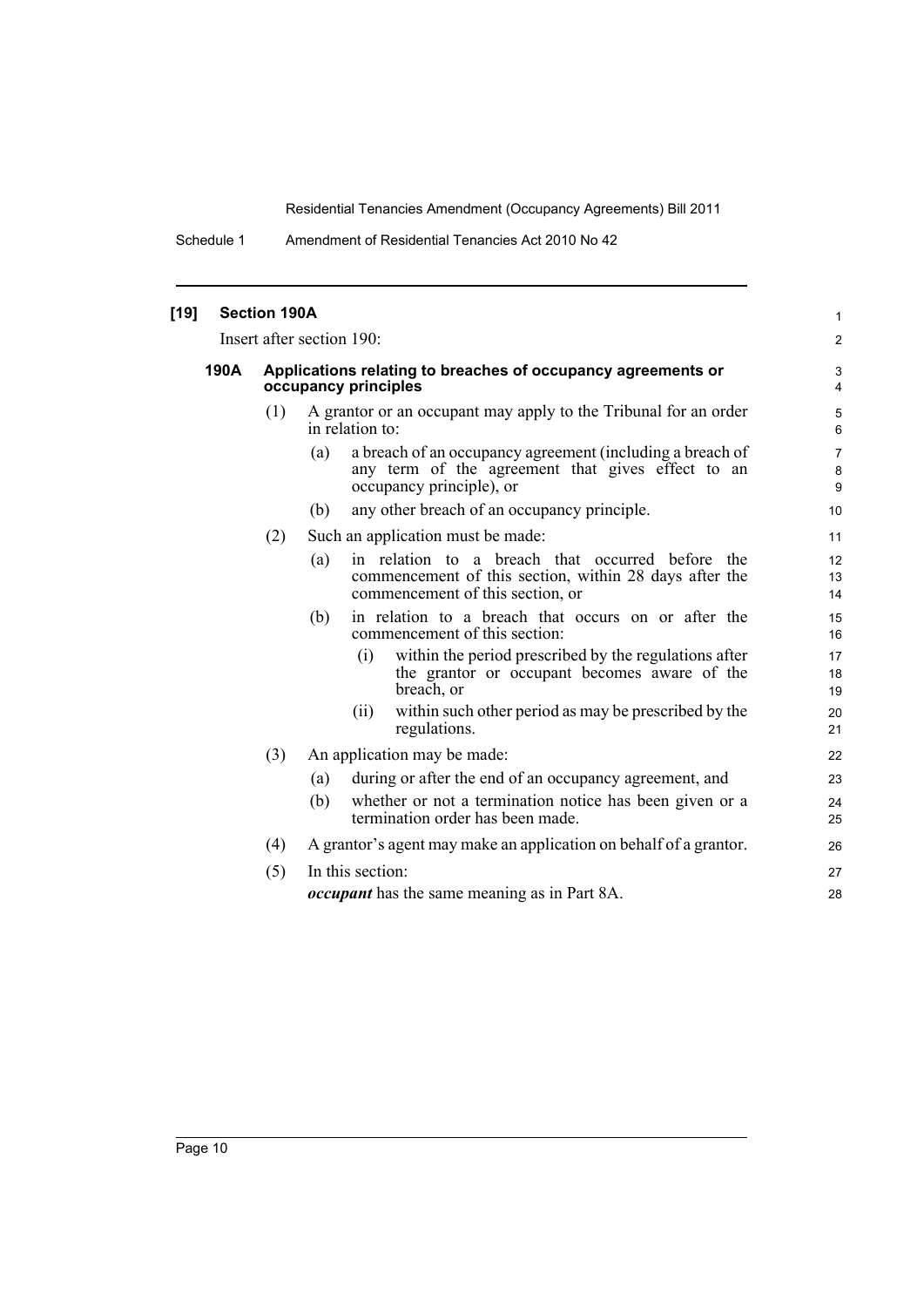## [19] Section 190A

Insert after section 190:

### 190A Applications relating to breaches of occupancy agreements or occupancy principles

(1) A grantor or an occupant may apply to the Tribunal for an order in relation to:

- (a) a breach of an occupancy agreement (including a breach of any term of the agreement that gives effect to an occupancy principle), or
- (b) any other breach of an occupancy principle.

(2) Such an application must be made:

- (a) in relation to a breach that occurred before the commencement of this section, within 28 days after the commencement of this section, or
- (b) in relation to a breach that occurs on or after the commencement of this section:
  - (i) within the period prescribed by the regulations after the grantor or occupant becomes aware of the breach, or
  - (ii) within such other period as may be prescribed by the regulations.

(3) An application may be made:

- (a) during or after the end of an occupancy agreement, and
- (b) whether or not a termination notice has been given or a termination order has been made.

(4) A grantor's agent may make an application on behalf of a grantor.

(5) In this section:

***occupant*** has the same meaning as in Part 8A.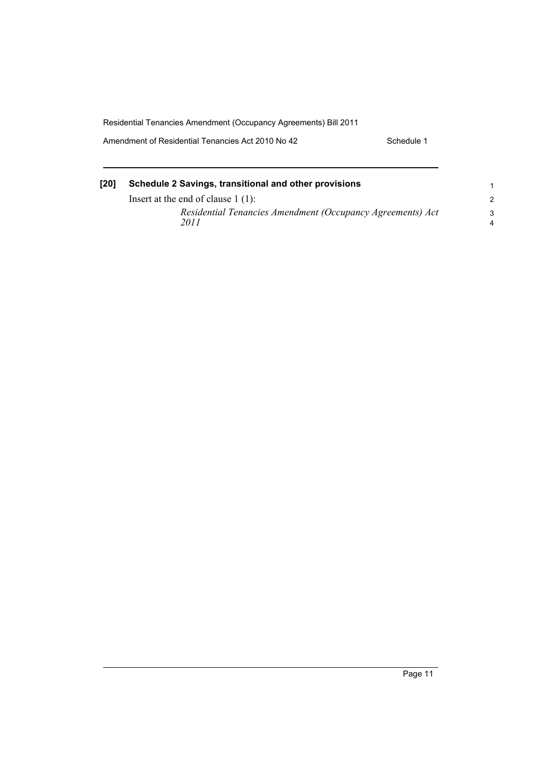**[20] Schedule 2 Savings, transitional and other provisions**

Insert at the end of clause 1 (1):

*Residential Tenancies Amendment (Occupancy Agreements) Act 2011*